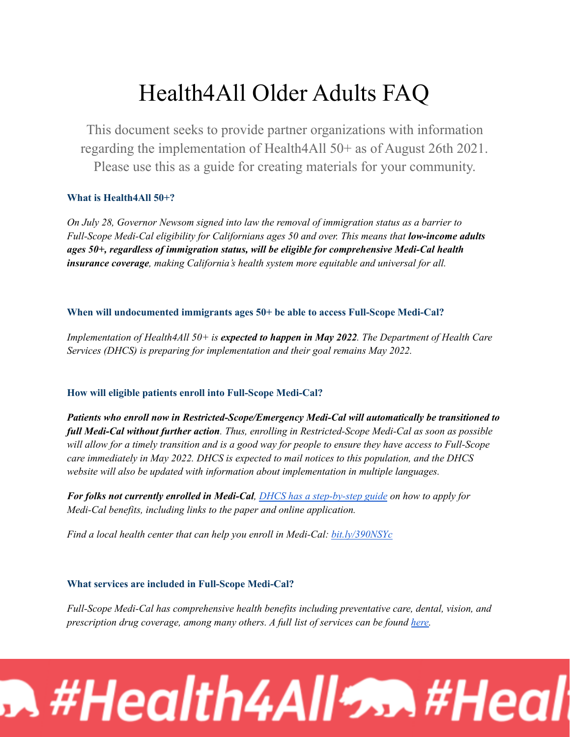# Health4All Older Adults FAQ

This document seeks to provide partner organizations with information regarding the implementation of Health4All 50+ as of August 26th 2021. Please use this as a guide for creating materials for your community.

### What is Health4All 50+?

*On July 28, Governor Newsom signed into law the removal of immigration status as a barrier to Full-Scope Medi-Cal eligibility for Californians ages 50 and over. This means that* ***low-income adults ages 50+, regardless of immigration status, will be eligible for comprehensive Medi-Cal health insurance coverage****, making California's health system more equitable and universal for all.*

### When will undocumented immigrants ages 50+ be able to access Full-Scope Medi-Cal?

*Implementation of Health4All 50+ is* ***expected to happen in May 2022****. The Department of Health Care Services (DHCS) is preparing for implementation and their goal remains May 2022.*

### How will eligible patients enroll into Full-Scope Medi-Cal?

***Patients who enroll now in Restricted-Scope/Emergency Medi-Cal will automatically be transitioned to full Medi-Cal without further action****. Thus, enrolling in Restricted-Scope Medi-Cal as soon as possible will allow for a timely transition and is a good way for people to ensure they have access to Full-Scope care immediately in May 2022. DHCS is expected to mail notices to this population, and the DHCS website will also be updated with information about implementation in multiple languages.*

***For folks not currently enrolled in Medi-Cal****, DHCS has a step-by-step guide on how to apply for Medi-Cal benefits, including links to the paper and online application.*

*Find a local health center that can help you enroll in Medi-Cal: bit.ly/390NSYc*

### What services are included in Full-Scope Medi-Cal?

*Full-Scope Medi-Cal has comprehensive health benefits including preventative care, dental, vision, and prescription drug coverage, among many others. A full list of services can be found here.*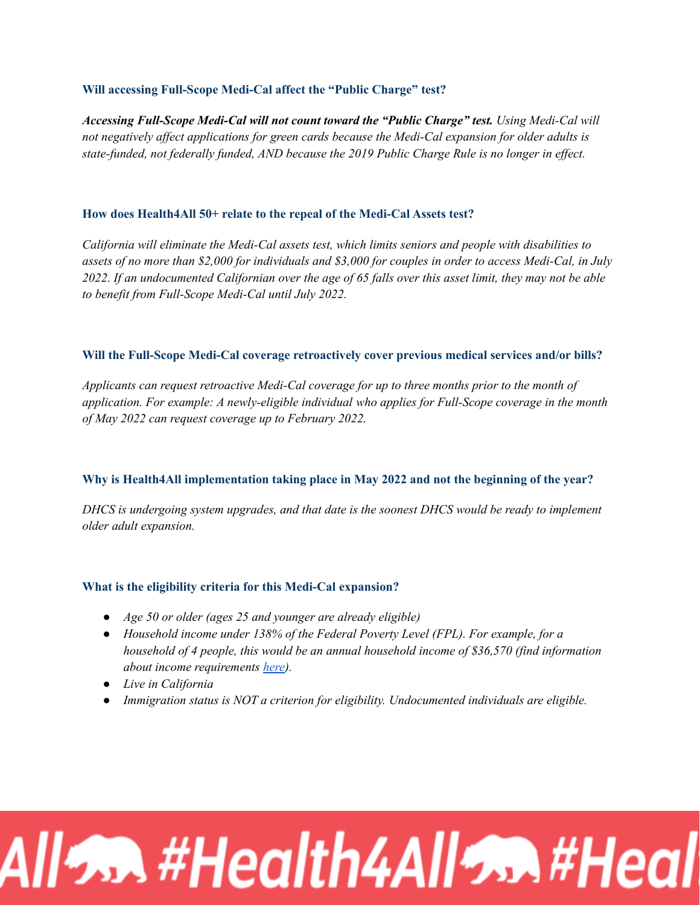### Will accessing Full-Scope Medi-Cal affect the "Public Charge" test?

***Accessing Full-Scope Medi-Cal will not count toward the "Public Charge" test.*** *Using Medi-Cal will not negatively affect applications for green cards because the Medi-Cal expansion for older adults is state-funded, not federally funded, AND because the 2019 Public Charge Rule is no longer in effect.*

### How does Health4All 50+ relate to the repeal of the Medi-Cal Assets test?

*California will eliminate the Medi-Cal assets test, which limits seniors and people with disabilities to assets of no more than $2,000 for individuals and $3,000 for couples in order to access Medi-Cal, in July 2022. If an undocumented Californian over the age of 65 falls over this asset limit, they may not be able to benefit from Full-Scope Medi-Cal until July 2022.*

### Will the Full-Scope Medi-Cal coverage retroactively cover previous medical services and/or bills?

*Applicants can request retroactive Medi-Cal coverage for up to three months prior to the month of application. For example: A newly-eligible individual who applies for Full-Scope coverage in the month of May 2022 can request coverage up to February 2022.*

### Why is Health4All implementation taking place in May 2022 and not the beginning of the year?

*DHCS is undergoing system upgrades, and that date is the soonest DHCS would be ready to implement older adult expansion.*

### What is the eligibility criteria for this Medi-Cal expansion?

- *Age 50 or older (ages 25 and younger are already eligible)*
- *Household income under 138% of the Federal Poverty Level (FPL). For example, for a household of 4 people, this would be an annual household income of $36,570 (find information about income requirements [here](here)).*
- *Live in California*
- *Immigration status is NOT a criterion for eligibility. Undocumented individuals are eligible.*

All #Health4All #Heal